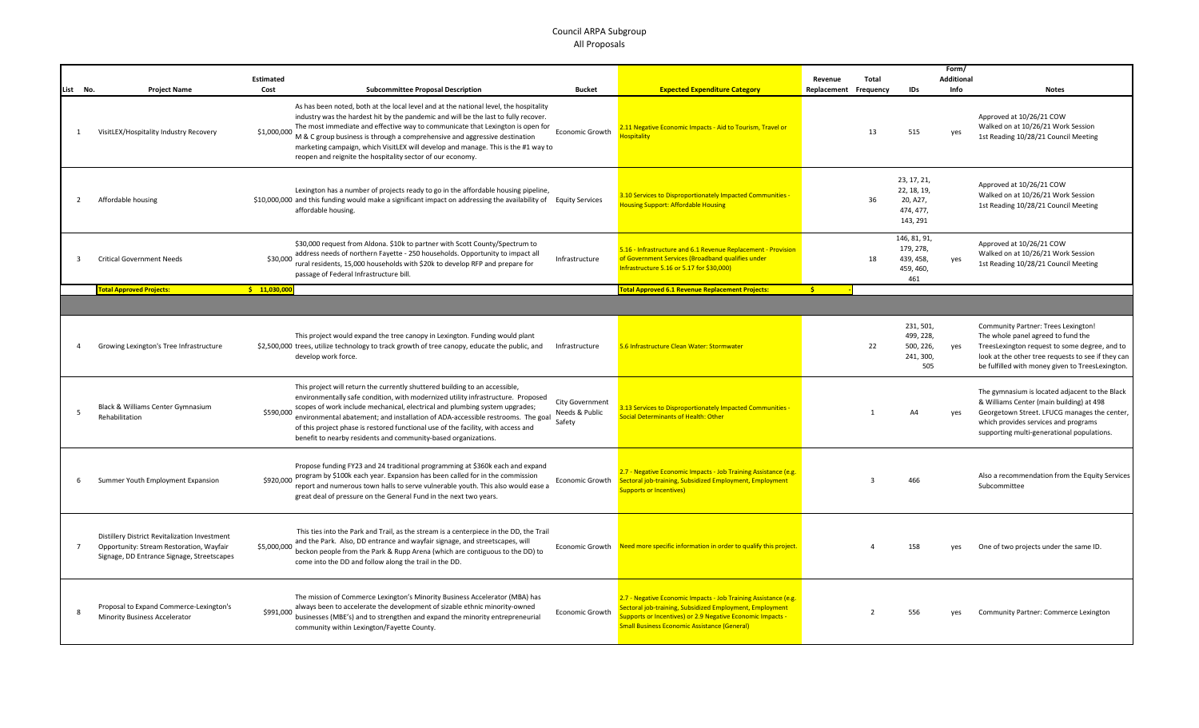# Council ARPA Subgroup

## All Proposals

| List No. | Project Name | Estimated Cost | Subcommittee Proposal Description | Bucket | Expected Expenditure Category | Revenue Replacement | Total Frequency | IDs | Form/ Additional Info | Notes |
|---|---|---|---|---|---|---|---|---|---|---|
| 1 | VisitLEX/Hospitality Industry Recovery | $1,000,000 | As has been noted, both at the local level and at the national level, the hospitality industry was the hardest hit by the pandemic and will be the last to fully recover. The most immediate and effective way to communicate that Lexington is open for M & C group business is through a comprehensive and aggressive destination marketing campaign, which VisitLEX will develop and manage. This is the #1 way to reopen and reignite the hospitality sector of our economy. | Economic Growth | 2.11 Negative Economic Impacts - Aid to Tourism, Travel or Hospitality | | 13 | 515 | yes | Approved at 10/26/21 COW Walked on at 10/26/21 Work Session 1st Reading 10/28/21 Council Meeting |
| 2 | Affordable housing | $10,000,000 | Lexington has a number of projects ready to go in the affordable housing pipeline, and this funding would make a significant impact on addressing the availability of affordable housing. | Equity Services | 3.10 Services to Disproportionately Impacted Communities - Housing Support: Affordable Housing | | 36 | 23, 17, 21, 22, 18, 19, 20, A27, 474, 477, 143, 291 | | Approved at 10/26/21 COW Walked on at 10/26/21 Work Session 1st Reading 10/28/21 Council Meeting |
| 3 | Critical Government Needs | $30,000 | $30,000 request from Aldona. $10k to partner with Scott County/Spectrum to address needs of northern Fayette - 250 households. Opportunity to impact all rural residents, 15,000 households with $20k to develop RFP and prepare for passage of Federal Infrastructure bill. | Infrastructure | 5.16 - Infrastructure and 6.1 Revenue Replacement - Provision of Government Services (Broadband qualifies under Infrastructure 5.16 or 5.17 for $30,000) | | 18 | 146, 81, 91, 179, 278, 439, 458, 459, 460, 461 | yes | Approved at 10/26/21 COW Walked on at 10/26/21 Work Session 1st Reading 10/28/21 Council Meeting |
| | **Total Approved Projects:** | **$ 11,030,000** | | | **Total Approved 6.1 Revenue Replacement Projects:** | **$ -** | | | | |
| 4 | Growing Lexington's Tree Infrastructure | $2,500,000 | This project would expand the tree canopy in Lexington. Funding would plant trees, utilize technology to track growth of tree canopy, educate the public, and develop work force. | Infrastructure | 5.6 Infrastructure Clean Water: Stormwater | | 22 | 231, 501, 499, 228, 500, 226, 241, 300, 505 | yes | Community Partner: Trees Lexington! The whole panel agreed to fund the TreesLexington request to some degree, and to look at the other tree requests to see if they can be fulfilled with money given to TreesLexington. |
| 5 | Black & Williams Center Gymnasium Rehabilitation | $590,000 | This project will return the currently shuttered building to an accessible, environmentally safe condition, with modernized utility infrastructure. Proposed scopes of work include mechanical, electrical and plumbing system upgrades; environmental abatement; and installation of ADA-accessible restrooms. The goal of this project phase is restored functional use of the facility, with access and benefit to nearby residents and community-based organizations. | City Government Needs & Public Safety | 3.13 Services to Disproportionately Impacted Communities - Social Determinants of Health: Other | | 1 | A4 | yes | The gymnasium is located adjacent to the Black & Williams Center (main building) at 498 Georgetown Street. LFUCG manages the center, which provides services and programs supporting multi-generational populations. |
| 6 | Summer Youth Employment Expansion | $920,000 | Propose funding FY23 and 24 traditional programming at $360k each and expand program by $100k each year. Expansion has been called for in the commission report and numerous town halls to serve vulnerable youth. This also would ease a great deal of pressure on the General Fund in the next two years. | Economic Growth | 2.7 - Negative Economic Impacts - Job Training Assistance (e.g. Sectoral job-training, Subsidized Employment, Employment Supports or Incentives) | | 3 | 466 | | Also a recommendation from the Equity Services Subcommittee |
| 7 | Distillery District Revitalization Investment Opportunity: Stream Restoration, Wayfair Signage, DD Entrance Signage, Streetscapes | $5,000,000 | This ties into the Park and Trail, as the stream is a centerpiece in the DD, the Trail and the Park. Also, DD entrance and wayfair signage, and streetscapes, will beckon people from the Park & Rupp Arena (which are contiguous to the DD) to come into the DD and follow along the trail in the DD. | Economic Growth | Need more specific information in order to qualify this project. | | 4 | 158 | yes | One of two projects under the same ID. |
| 8 | Proposal to Expand Commerce-Lexington's Minority Business Accelerator | $991,000 | The mission of Commerce Lexington's Minority Business Accelerator (MBA) has always been to accelerate the development of sizable ethnic minority-owned businesses (MBE's) and to strengthen and expand the minority entrepreneurial community within Lexington/Fayette County. | Economic Growth | 2.7 - Negative Economic Impacts - Job Training Assistance (e.g. Sectoral job-training, Subsidized Employment, Employment Supports or Incentives) or 2.9 Negative Economic Impacts - Small Business Economic Assistance (General) | | 2 | 556 | yes | Community Partner: Commerce Lexington |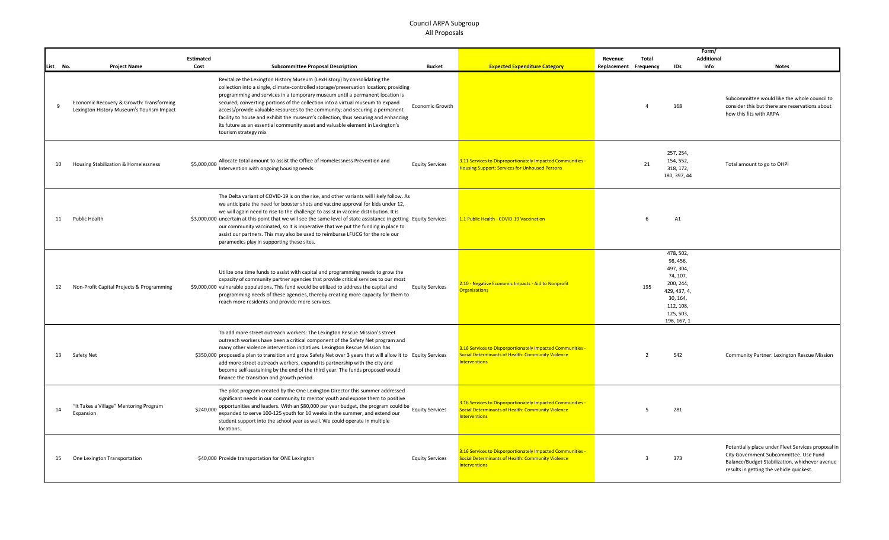# Council ARPA Subgroup
## All Proposals

| List No. | Project Name | Estimated Cost | Subcommittee Proposal Description | Bucket | Expected Expenditure Category | Revenue Replacement | Total Frequency | IDs | Form/ Additional Info | Notes |
|---|---|---|---|---|---|---|---|---|---|---|
| 9 | Economic Recovery & Growth: Transforming Lexington History Museum's Tourism Impact | | Revitalize the Lexington History Museum (LexHistory) by consolidating the collection into a single, climate-controlled storage/preservation location; providing programming and services in a temporary museum until a permanent location is secured; converting portions of the collection into a virtual museum to expand access/provide valuable resources to the community; and securing a permanent facility to house and exhibit the museum's collection, thus securing and enhancing its future as an essential community asset and valuable element in Lexington's tourism strategy mix | Economic Growth | | | 4 | 168 | | Subcommittee would like the whole council to consider this but there are reservations about how this fits with ARPA |
| 10 | Housing Stabilization & Homelessness | $5,000,000 | Allocate total amount to assist the Office of Homelessness Prevention and Intervention with ongoing housing needs. | Equity Services | 3.11 Services to Disproportionately Impacted Communities - Housing Support: Services for Unhoused Persons | | 21 | 257, 254, 154, 552, 318, 172, 180, 397, 44 | | Total amount to go to OHPI |
| 11 | Public Health | $3,000,000 | The Delta variant of COVID-19 is on the rise, and other variants will likely follow. As we anticipate the need for booster shots and vaccine approval for kids under 12, we will again need to rise to the challenge to assist in vaccine distribution. It is uncertain at this point that we will see the same level of state assistance in getting our community vaccinated, so it is imperative that we put the funding in place to assist our partners. This may also be used to reimburse LFUCG for the role our paramedics play in supporting these sites. | Equity Services | 1.1 Public Health - COVID-19 Vaccination | | 6 | A1 | | |
| 12 | Non-Profit Capital Projects & Programming | $9,000,000 | Utilize one time funds to assist with capital and programming needs to grow the capacity of community partner agencies that provide critical services to our most vulnerable populations. This fund would be utilized to address the capital and programming needs of these agencies, thereby creating more capacity for them to reach more residents and provide more services. | Equity Services | 2.10 - Negative Economic Impacts - Aid to Nonprofit Organizations | | 195 | 478, 502, 98, 456, 497, 304, 74, 107, 200, 244, 429, 437, 4, 30, 164, 112, 108, 125, 503, 196, 167, 1 | | |
| 13 | Safety Net | $350,000 | To add more street outreach workers: The Lexington Rescue Mission's street outreach workers have been a critical component of the Safety Net program and many other violence intervention initiatives. Lexington Rescue Mission has proposed a plan to transition and grow Safety Net over 3 years that will allow it to add more street outreach workers, expand its partnership with the city and become self-sustaining by the end of the third year. The funds proposed would finance the transition and growth period. | Equity Services | 3.16 Services to Disporportionately Impacted Communities - Social Determinants of Health: Community Violence Interventions | | 2 | 542 | | Community Partner: Lexington Rescue Mission |
| 14 | "It Takes a Village" Mentoring Program Expansion | $240,000 | The pilot program created by the One Lexington Director this summer addressed significant needs in our community to mentor youth and expose them to positive opportunities and leaders. With an $80,000 per year budget, the program could be expanded to serve 100-125 youth for 10 weeks in the summer, and extend our student support into the school year as well. We could operate in multiple locations. | Equity Services | 3.16 Services to Disporportionately Impacted Communities - Social Determinants of Health: Community Violence Interventions | | 5 | 281 | | |
| 15 | One Lexington Transportation | $40,000 | Provide transportation for ONE Lexington | Equity Services | 3.16 Services to Disporportionately Impacted Communities - Social Determinants of Health: Community Violence Interventions | | 3 | 373 | | Potentially place under Fleet Services proposal in City Government Subcommittee. Use Fund Balance/Budget Stabilization, whichever avenue results in getting the vehicle quickest. |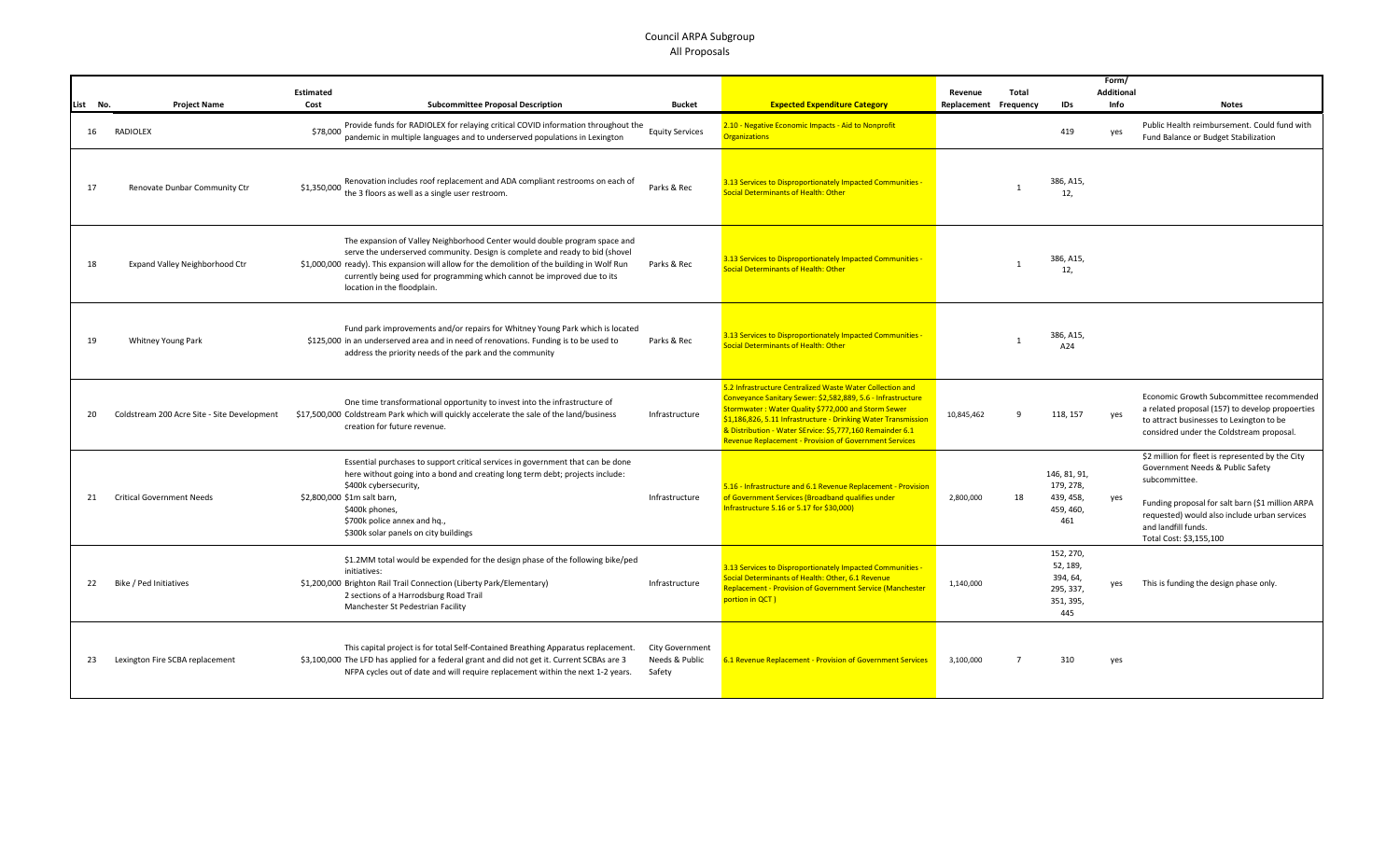# Council ARPA Subgroup
## All Proposals

| List No. | Project Name | Estimated Cost | Subcommittee Proposal Description | Bucket | Expected Expenditure Category | Revenue Replacement | Total Frequency | IDs | Form/ Additional Info | Notes |
|---|---|---|---|---|---|---|---|---|---|---|
| 16 | RADIOLEX | $78,000 | Provide funds for RADIOLEX for relaying critical COVID information throughout the pandemic in multiple languages and to underserved populations in Lexington | Equity Services | 2.10 - Negative Economic Impacts - Aid to Nonprofit Organizations | | | 419 | yes | Public Health reimbursement. Could fund with Fund Balance or Budget Stabilization |
| 17 | Renovate Dunbar Community Ctr | $1,350,000 | Renovation includes roof replacement and ADA compliant restrooms on each of the 3 floors as well as a single user restroom. | Parks & Rec | 3.13 Services to Disproportionately Impacted Communities - Social Determinants of Health: Other | | 1 | 386, A15, 12, | | |
| 18 | Expand Valley Neighborhood Ctr | $1,000,000 | The expansion of Valley Neighborhood Center would double program space and serve the underserved community. Design is complete and ready to bid (shovel ready). This expansion will allow for the demolition of the building in Wolf Run currently being used for programming which cannot be improved due to its location in the floodplain. | Parks & Rec | 3.13 Services to Disproportionately Impacted Communities - Social Determinants of Health: Other | | 1 | 386, A15, 12, | | |
| 19 | Whitney Young Park | $125,000 | Fund park improvements and/or repairs for Whitney Young Park which is located in an underserved area and in need of renovations. Funding is to be used to address the priority needs of the park and the community | Parks & Rec | 3.13 Services to Disproportionately Impacted Communities - Social Determinants of Health: Other | | 1 | 386, A15, A24 | | |
| 20 | Coldstream 200 Acre Site - Site Development | $17,500,000 | One time transformational opportunity to invest into the infrastructure of Coldstream Park which will quickly accelerate the sale of the land/business creation for future revenue. | Infrastructure | 5.2 Infrastructure Centralized Waste Water Collection and Conveyance Sanitary Sewer: $2,582,889, 5.6 - Infrastructure Stormwater : Water Quality $772,000 and Storm Sewer $1,186,826, 5.11 Infrastructure - Drinking Water Transmission & Distribution - Water SErvice: $5,777,160 Remainder 6.1 Revenue Replacement - Provision of Government Services | 10,845,462 | 9 | 118, 157 | yes | Economic Growth Subcommittee recommended a related proposal (157) to develop propoerties to attract businesses to Lexington to be considred under the Coldstream proposal. |
| 21 | Critical Government Needs | $2,800,000 | Essential purchases to support critical services in government that can be done here without going into a bond and creating long term debt; projects include:<br>$400k cybersecurity,<br>$1m salt barn,<br>$400k phones,<br>$700k police annex and hq.,<br>$300k solar panels on city buildings | Infrastructure | 5.16 - Infrastructure and 6.1 Revenue Replacement - Provision of Government Services (Broadband qualifies under Infrastructure 5.16 or 5.17 for $30,000) | 2,800,000 | 18 | 146, 81, 91, 179, 278, 439, 458, 459, 460, 461 | yes | $2 million for fleet is represented by the City Government Needs & Public Safety subcommittee.<br><br>Funding proposal for salt barn ($1 million ARPA requested) would also include urban services and landfill funds.<br>Total Cost: $3,155,100 |
| 22 | Bike / Ped Initiatives | $1,200,000 | $1.2MM total would be expended for the design phase of the following bike/ped initiatives:<br>Brighton Rail Trail Connection (Liberty Park/Elementary)<br>2 sections of a Harrodsburg Road Trail<br>Manchester St Pedestrian Facility | Infrastructure | 3.13 Services to Disproportionately Impacted Communities - Social Determinants of Health: Other, 6.1 Revenue Replacement - Provision of Government Service (Manchester portion in QCT ) | 1,140,000 | | 152, 270, 52, 189, 394, 64, 295, 337, 351, 395, 445 | yes | This is funding the design phase only. |
| 23 | Lexington Fire SCBA replacement | $3,100,000 | This capital project is for total Self-Contained Breathing Apparatus replacement. The LFD has applied for a federal grant and did not get it. Current SCBAs are 3 NFPA cycles out of date and will require replacement within the next 1-2 years. | City Government Needs & Public Safety | 6.1 Revenue Replacement - Provision of Government Services | 3,100,000 | 7 | 310 | yes | |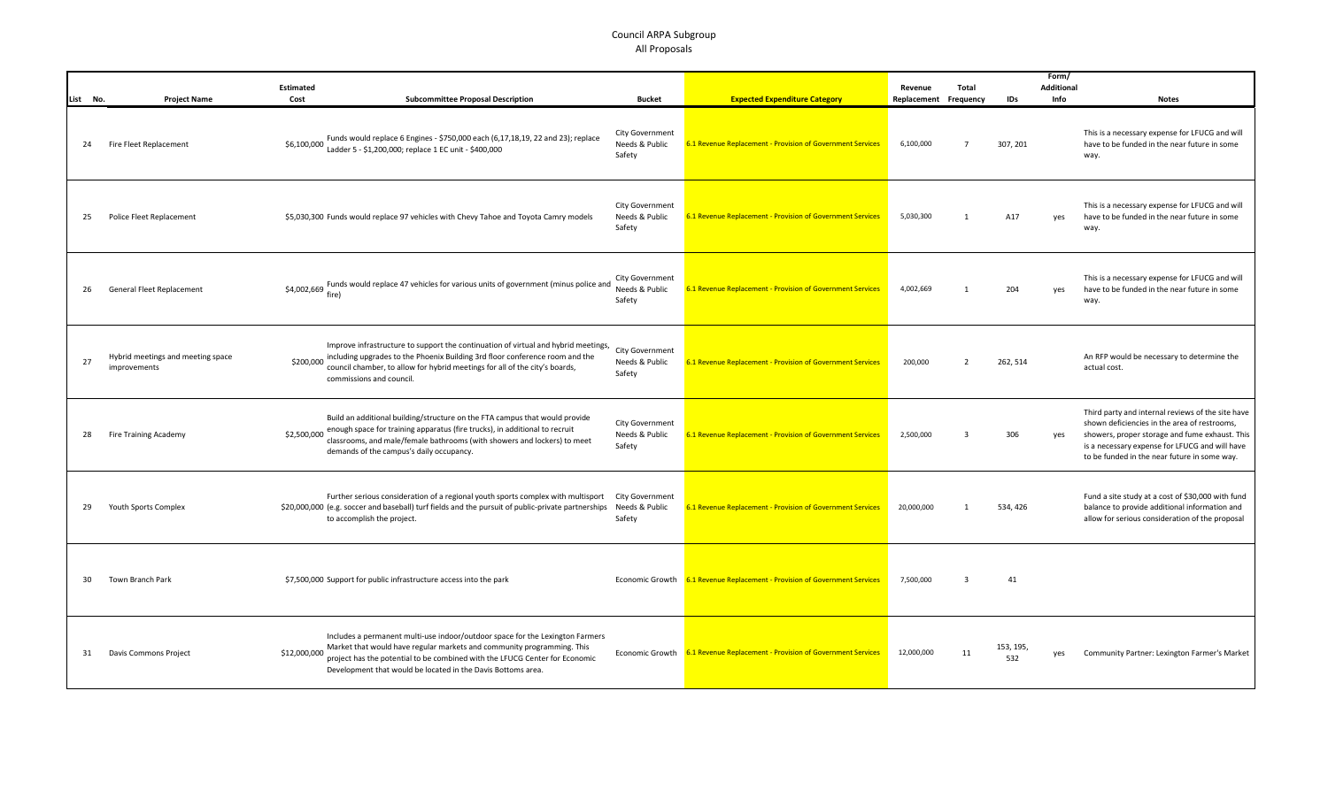# Council ARPA Subgroup
## All Proposals

| List No. | Project Name | Estimated Cost | Subcommittee Proposal Description | Bucket | Expected Expenditure Category | Revenue Replacement | Total Frequency | IDs | Form/ Additional Info | Notes |
|---|---|---|---|---|---|---|---|---|---|---|
| 24 | Fire Fleet Replacement | $6,100,000 | Funds would replace 6 Engines - $750,000 each (6,17,18,19, 22 and 23); replace Ladder 5 - $1,200,000; replace 1 EC unit - $400,000 | City Government Needs & Public Safety | 6.1 Revenue Replacement - Provision of Government Services | 6,100,000 | 7 | 307, 201 | | This is a necessary expense for LFUCG and will have to be funded in the near future in some way. |
| 25 | Police Fleet Replacement | $5,030,300 | Funds would replace 97 vehicles with Chevy Tahoe and Toyota Camry models | City Government Needs & Public Safety | 6.1 Revenue Replacement - Provision of Government Services | 5,030,300 | 1 | A17 | yes | This is a necessary expense for LFUCG and will have to be funded in the near future in some way. |
| 26 | General Fleet Replacement | $4,002,669 | Funds would replace 47 vehicles for various units of government (minus police and fire) | City Government Needs & Public Safety | 6.1 Revenue Replacement - Provision of Government Services | 4,002,669 | 1 | 204 | yes | This is a necessary expense for LFUCG and will have to be funded in the near future in some way. |
| 27 | Hybrid meetings and meeting space improvements | $200,000 | Improve infrastructure to support the continuation of virtual and hybrid meetings, including upgrades to the Phoenix Building 3rd floor conference room and the council chamber, to allow for hybrid meetings for all of the city's boards, commissions and council. | City Government Needs & Public Safety | 6.1 Revenue Replacement - Provision of Government Services | 200,000 | 2 | 262, 514 | | An RFP would be necessary to determine the actual cost. |
| 28 | Fire Training Academy | $2,500,000 | Build an additional building/structure on the FTA campus that would provide enough space for training apparatus (fire trucks), in additional to recruit classrooms, and male/female bathrooms (with showers and lockers) to meet demands of the campus's daily occupancy. | City Government Needs & Public Safety | 6.1 Revenue Replacement - Provision of Government Services | 2,500,000 | 3 | 306 | yes | Third party and internal reviews of the site have shown deficiencies in the area of restrooms, showers, proper storage and fume exhaust. This is a necessary expense for LFUCG and will have to be funded in the near future in some way. |
| 29 | Youth Sports Complex | $20,000,000 | Further serious consideration of a regional youth sports complex with multisport (e.g. soccer and baseball) turf fields and the pursuit of public-private partnerships to accomplish the project. | City Government Needs & Public Safety | 6.1 Revenue Replacement - Provision of Government Services | 20,000,000 | 1 | 534, 426 | | Fund a site study at a cost of $30,000 with fund balance to provide additional information and allow for serious consideration of the proposal |
| 30 | Town Branch Park | $7,500,000 | Support for public infrastructure access into the park | Economic Growth | 6.1 Revenue Replacement - Provision of Government Services | 7,500,000 | 3 | 41 | | |
| 31 | Davis Commons Project | $12,000,000 | Includes a permanent multi-use indoor/outdoor space for the Lexington Farmers Market that would have regular markets and community programming. This project has the potential to be combined with the LFUCG Center for Economic Development that would be located in the Davis Bottoms area. | Economic Growth | 6.1 Revenue Replacement - Provision of Government Services | 12,000,000 | 11 | 153, 195, 532 | yes | Community Partner: Lexington Farmer's Market |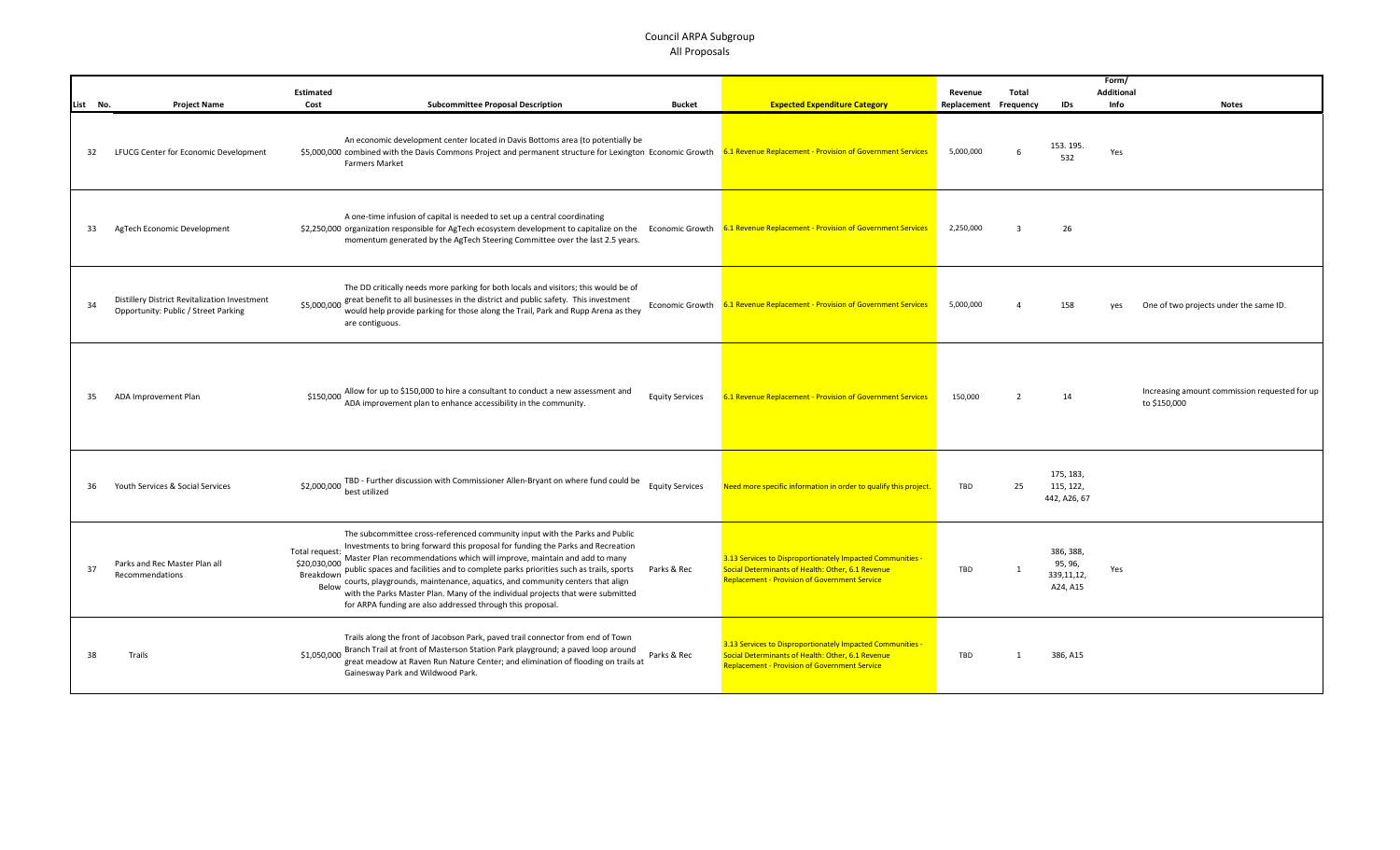# Council ARPA Subgroup

## All Proposals

| List No. | Project Name | Estimated Cost | Subcommittee Proposal Description | Bucket | Expected Expenditure Category | Revenue Replacement | Total Frequency | IDs | Form/ Additional Info | Notes |
|---|---|---|---|---|---|---|---|---|---|---|
| 32 | LFUCG Center for Economic Development | $5,000,000 | An economic development center located in Davis Bottoms area (to potentially be combined with the Davis Commons Project and permanent structure for Lexington Farmers Market | Economic Growth | 6.1 Revenue Replacement - Provision of Government Services | 5,000,000 | 6 | 153. 195. 532 | Yes | |
| 33 | AgTech Economic Development | $2,250,000 | A one-time infusion of capital is needed to set up a central coordinating organization responsible for AgTech ecosystem development to capitalize on the momentum generated by the AgTech Steering Committee over the last 2.5 years. | Economic Growth | 6.1 Revenue Replacement - Provision of Government Services | 2,250,000 | 3 | 26 | | |
| 34 | Distillery District Revitalization Investment Opportunity: Public / Street Parking | $5,000,000 | The DD critically needs more parking for both locals and visitors; this would be of great benefit to all businesses in the district and public safety. This investment would help provide parking for those along the Trail, Park and Rupp Arena as they are contiguous. | Economic Growth | 6.1 Revenue Replacement - Provision of Government Services | 5,000,000 | 4 | 158 | yes | One of two projects under the same ID. |
| 35 | ADA Improvement Plan | $150,000 | Allow for up to $150,000 to hire a consultant to conduct a new assessment and ADA improvement plan to enhance accessibility in the community. | Equity Services | 6.1 Revenue Replacement - Provision of Government Services | 150,000 | 2 | 14 | | Increasing amount commission requested for up to $150,000 |
| 36 | Youth Services & Social Services | $2,000,000 | TBD - Further discussion with Commissioner Allen-Bryant on where fund could be best utilized | Equity Services | Need more specific information in order to qualify this project. | TBD | 25 | 175, 183, 115, 122, 442, A26, 67 | | |
| 37 | Parks and Rec Master Plan all Recommendations | Total request: $20,030,000 Breakdown Below | The subcommittee cross-referenced community input with the Parks and Public Investments to bring forward this proposal for funding the Parks and Recreation Master Plan recommendations which will improve, maintain and add to many public spaces and facilities and to complete parks priorities such as trails, sports courts, playgrounds, maintenance, aquatics, and community centers that align with the Parks Master Plan. Many of the individual projects that were submitted for ARPA funding are also addressed through this proposal. | Parks & Rec | 3.13 Services to Disproportionately Impacted Communities - Social Determinants of Health: Other, 6.1 Revenue Replacement - Provision of Government Service | TBD | 1 | 386, 388, 95, 96, 339,11,12, A24, A15 | Yes | |
| 38 | Trails | $1,050,000 | Trails along the front of Jacobson Park, paved trail connector from end of Town Branch Trail at front of Masterson Station Park playground; a paved loop around great meadow at Raven Run Nature Center; and elimination of flooding on trails at Gainesway Park and Wildwood Park. | Parks & Rec | 3.13 Services to Disproportionately Impacted Communities - Social Determinants of Health: Other, 6.1 Revenue Replacement - Provision of Government Service | TBD | 1 | 386, A15 | | |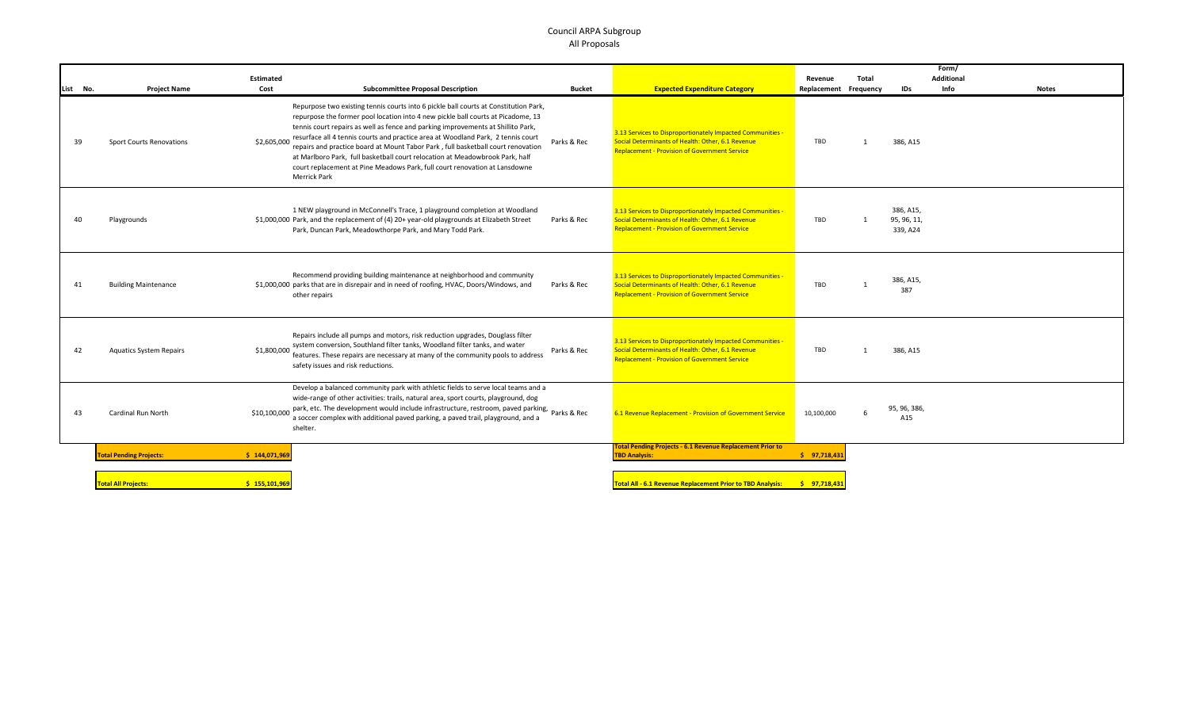# Council ARPA Subgroup
## All Proposals

| List No. | Project Name | Estimated Cost | Subcommittee Proposal Description | Bucket | Expected Expenditure Category | Revenue Replacement | Total Frequency | IDs | Form/ Additional Info | Notes |
|---|---|---|---|---|---|---|---|---|---|---|
| 39 | Sport Courts Renovations | $2,605,000 | Repurpose two existing tennis courts into 6 pickle ball courts at Constitution Park, repurpose the former pool location into 4 new pickle ball courts at Picadome, 13 tennis court repairs as well as fence and parking improvements at Shillito Park, resurface all 4 tennis courts and practice area at Woodland Park, 2 tennis court repairs and practice board at Mount Tabor Park , full basketball court renovation at Marlboro Park, full basketball court relocation at Meadowbrook Park, half court replacement at Pine Meadows Park, full court renovation at Lansdowne Merrick Park | Parks & Rec | 3.13 Services to Disproportionately Impacted Communities - Social Determinants of Health: Other, 6.1 Revenue Replacement - Provision of Government Service | TBD | 1 | 386, A15 | | |
| 40 | Playgrounds | $1,000,000 | 1 NEW playground in McConnell's Trace, 1 playground completion at Woodland Park, and the replacement of (4) 20+ year-old playgrounds at Elizabeth Street Park, Duncan Park, Meadowthorpe Park, and Mary Todd Park. | Parks & Rec | 3.13 Services to Disproportionately Impacted Communities - Social Determinants of Health: Other, 6.1 Revenue Replacement - Provision of Government Service | TBD | 1 | 386, A15, 95, 96, 11, 339, A24 | | |
| 41 | Building Maintenance | $1,000,000 | Recommend providing building maintenance at neighborhood and community parks that are in disrepair and in need of roofing, HVAC, Doors/Windows, and other repairs | Parks & Rec | 3.13 Services to Disproportionately Impacted Communities - Social Determinants of Health: Other, 6.1 Revenue Replacement - Provision of Government Service | TBD | 1 | 386, A15, 387 | | |
| 42 | Aquatics System Repairs | $1,800,000 | Repairs include all pumps and motors, risk reduction upgrades, Douglass filter system conversion, Southland filter tanks, Woodland filter tanks, and water features. These repairs are necessary at many of the community pools to address safety issues and risk reductions. | Parks & Rec | 3.13 Services to Disproportionately Impacted Communities - Social Determinants of Health: Other, 6.1 Revenue Replacement - Provision of Government Service | TBD | 1 | 386, A15 | | |
| 43 | Cardinal Run North | $10,100,000 | Develop a balanced community park with athletic fields to serve local teams and a wide-range of other activities: trails, natural area, sport courts, playground, dog park, etc. The development would include infrastructure, restroom, paved parking, a soccer complex with additional paved parking, a paved trail, playground, and a shelter. | Parks & Rec | 6.1 Revenue Replacement - Provision of Government Service | 10,100,000 | 6 | 95, 96, 386, A15 | | |
| | **Total Pending Projects:** | **$ 144,071,969** | | | **Total Pending Projects - 6.1 Revenue Replacement Prior to TBD Analysis:** | **$ 97,718,431** | | | | |
| | **Total All Projects:** | **$ 155,101,969** | | | **Total All - 6.1 Revenue Replacement Prior to TBD Analysis:** | **$ 97,718,431** | | | | |